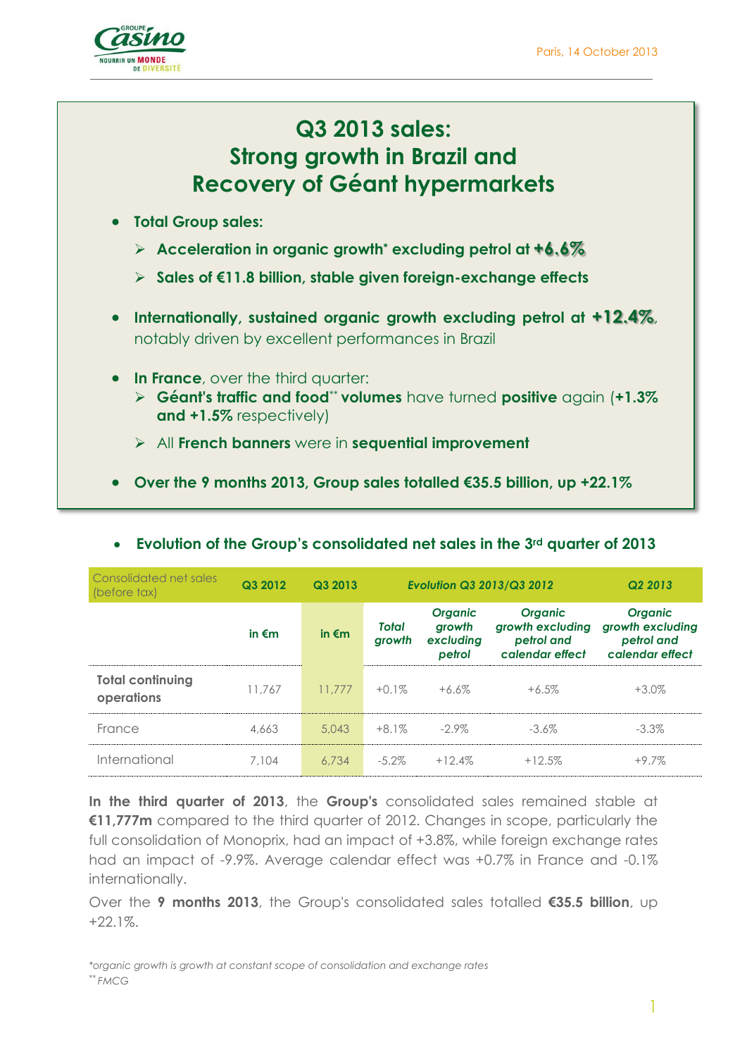Paris, 14 October 2013

# Q3 2013 sales: Strong growth in Brazil and Recovery of Géant hypermarkets

- **Total Group sales:**
  - **Acceleration in organic growth* excluding petrol at +6.6%**
  - **Sales of €11.8 billion, stable given foreign-exchange effects**
- **Internationally, sustained organic growth excluding petrol at +12.4%**, notably driven by excellent performances in Brazil
- **In France**, over the third quarter:
  - **Géant's traffic and food** volumes** have turned **positive** again (**+1.3% and +1.5%** respectively)
  - All **French banners** were in **sequential improvement**
- **Over the 9 months 2013, Group sales totalled €35.5 billion, up +22.1%**

- **Evolution of the Group's consolidated net sales in the 3rd quarter of 2013**

| Consolidated net sales (before tax) | Q3 2012 | Q3 2013 | Evolution Q3 2013/Q3 2012 | | | Q2 2013 |
|---|---|---|---|---|---|---|
| | in €m | in €m | *Total growth* | *Organic growth excluding petrol* | *Organic growth excluding petrol and calendar effect* | *Organic growth excluding petrol and calendar effect* |
| **Total continuing operations** | 11,767 | 11,777 | +0.1% | +6.6% | +6.5% | +3.0% |
| France | 4,663 | 5,043 | +8.1% | -2.9% | -3.6% | -3.3% |
| International | 7,104 | 6,734 | -5.2% | +12.4% | +12.5% | +9.7% |

**In the third quarter of 2013**, the **Group's** consolidated sales remained stable at **€11,777m** compared to the third quarter of 2012. Changes in scope, particularly the full consolidation of Monoprix, had an impact of +3.8%, while foreign exchange rates had an impact of -9.9%. Average calendar effect was +0.7% in France and -0.1% internationally.

Over the **9 months 2013**, the Group's consolidated sales totalled **€35.5 billion**, up +22.1%.

*\*organic growth is growth at constant scope of consolidation and exchange rates*
*\*\* FMCG*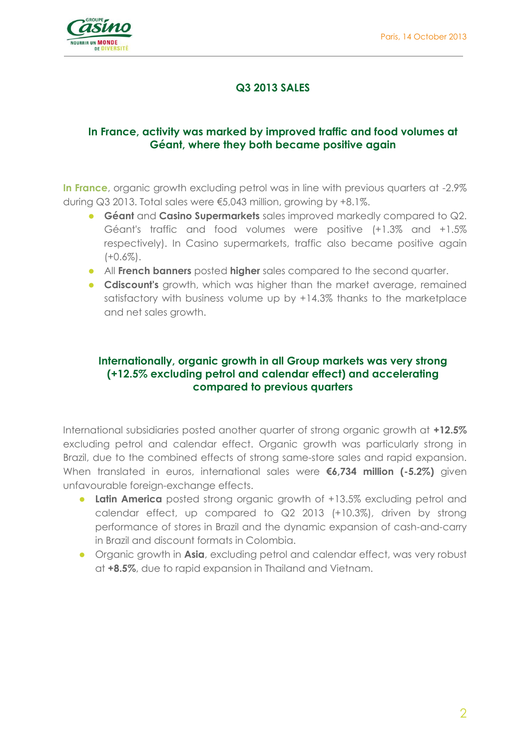Paris, 14 October 2013

# Q3 2013 SALES

## In France, activity was marked by improved traffic and food volumes at Géant, where they both became positive again

**In France**, organic growth excluding petrol was in line with previous quarters at -2.9% during Q3 2013. Total sales were €5,043 million, growing by +8.1%.

- **Géant** and **Casino Supermarkets** sales improved markedly compared to Q2. Géant's traffic and food volumes were positive (+1.3% and +1.5% respectively). In Casino supermarkets, traffic also became positive again (+0.6%).
- All **French banners** posted **higher** sales compared to the second quarter.
- **Cdiscount's** growth, which was higher than the market average, remained satisfactory with business volume up by +14.3% thanks to the marketplace and net sales growth.

## Internationally, organic growth in all Group markets was very strong (+12.5% excluding petrol and calendar effect) and accelerating compared to previous quarters

International subsidiaries posted another quarter of strong organic growth at **+12.5%** excluding petrol and calendar effect. Organic growth was particularly strong in Brazil, due to the combined effects of strong same-store sales and rapid expansion. When translated in euros, international sales were **€6,734 million (-5.2%)** given unfavourable foreign-exchange effects.

- **Latin America** posted strong organic growth of +13.5% excluding petrol and calendar effect, up compared to Q2 2013 (+10.3%), driven by strong performance of stores in Brazil and the dynamic expansion of cash-and-carry in Brazil and discount formats in Colombia.
- Organic growth in **Asia**, excluding petrol and calendar effect, was very robust at **+8.5%**, due to rapid expansion in Thailand and Vietnam.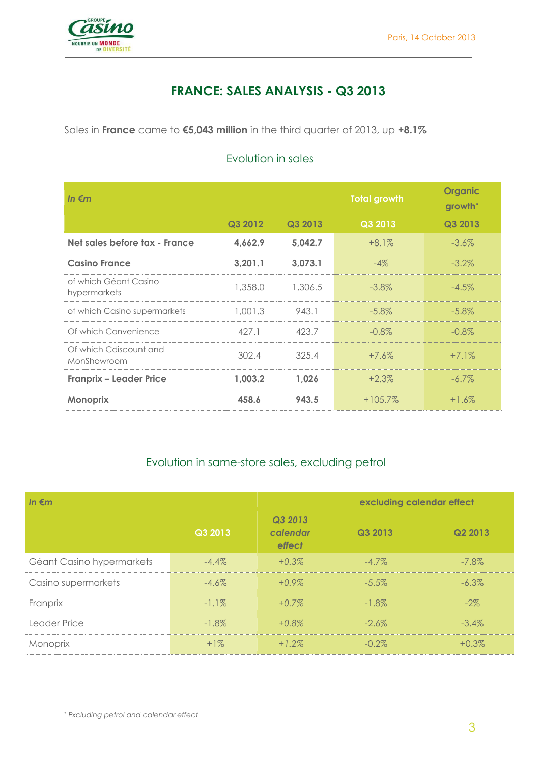Paris, 14 October 2013

# FRANCE: SALES ANALYSIS - Q3 2013

Sales in **France** came to **€5,043 million** in the third quarter of 2013, up **+8.1%**

## Evolution in sales

| *In €m* | | | Total growth | Organic growth* |
|---|---|---|---|---|
| | Q3 2012 | Q3 2013 | Q3 2013 | Q3 2013 |
| **Net sales before tax - France** | **4,662.9** | **5,042.7** | +8.1% | -3.6% |
| **Casino France** | **3,201.1** | **3,073.1** | -4% | -3.2% |
| of which Géant Casino hypermarkets | 1,358.0 | 1,306.5 | -3.8% | -4.5% |
| of which Casino supermarkets | 1,001.3 | 943.1 | -5.8% | -5.8% |
| Of which Convenience | 427.1 | 423.7 | -0.8% | -0.8% |
| Of which Cdiscount and MonShowroom | 302.4 | 325.4 | +7.6% | +7.1% |
| **Franprix – Leader Price** | **1,003.2** | **1,026** | +2.3% | -6.7% |
| **Monoprix** | **458.6** | **943.5** | +105.7% | +1.6% |

## Evolution in same-store sales, excluding petrol

| *In €m* | | | excluding calendar effect | |
|---|---|---|---|---|
| | Q3 2013 | *Q3 2013 calendar effect* | Q3 2013 | Q2 2013 |
| Géant Casino hypermarkets | -4.4% | *+0.3%* | -4.7% | -7.8% |
| Casino supermarkets | -4.6% | *+0.9%* | -5.5% | -6.3% |
| Franprix | -1.1% | *+0.7%* | -1.8% | -2% |
| Leader Price | -1.8% | *+0.8%* | -2.6% | -3.4% |
| Monoprix | +1% | *+1.2%* | -0.2% | +0.3% |

---

* *Excluding petrol and calendar effect*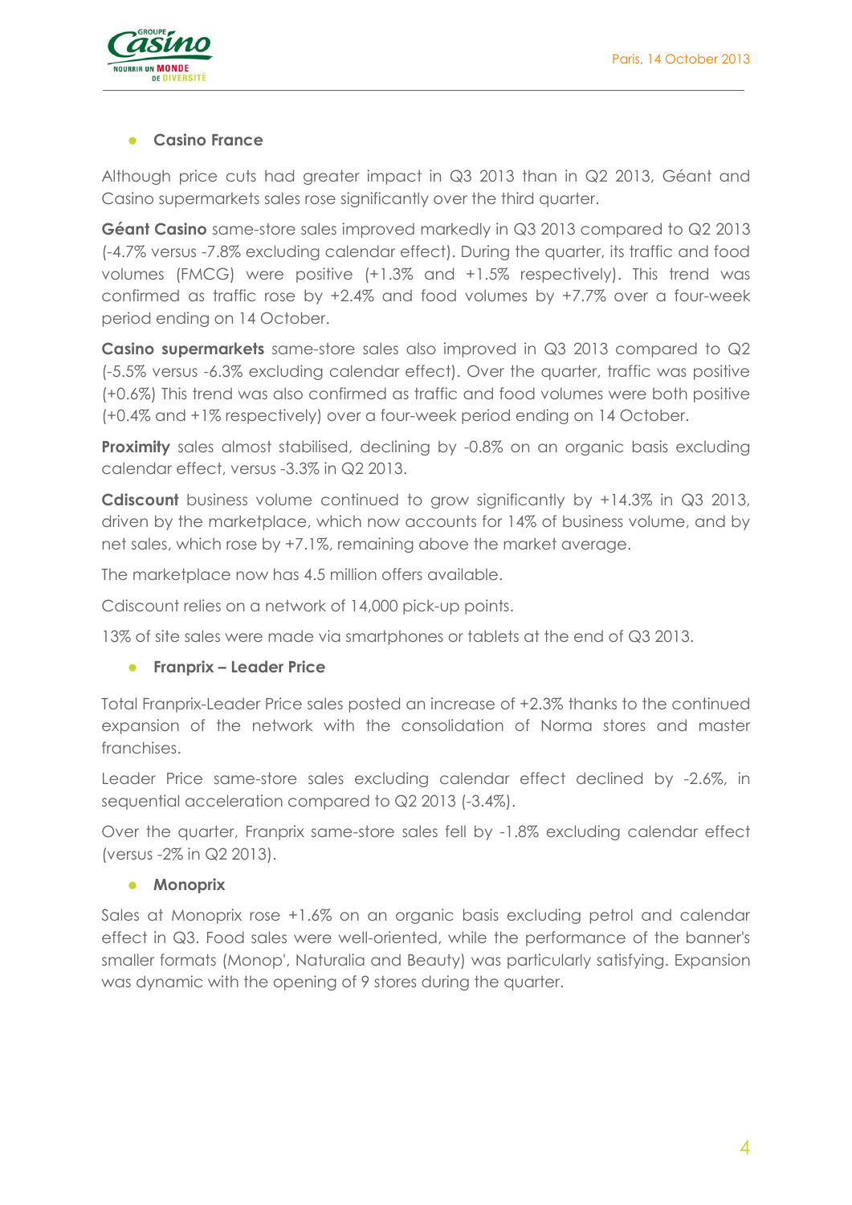- **Casino France**

Although price cuts had greater impact in Q3 2013 than in Q2 2013, Géant and Casino supermarkets sales rose significantly over the third quarter.

**Géant Casino** same-store sales improved markedly in Q3 2013 compared to Q2 2013 (-4.7% versus -7.8% excluding calendar effect). During the quarter, its traffic and food volumes (FMCG) were positive (+1.3% and +1.5% respectively). This trend was confirmed as traffic rose by +2.4% and food volumes by +7.7% over a four-week period ending on 14 October.

**Casino supermarkets** same-store sales also improved in Q3 2013 compared to Q2 (-5.5% versus -6.3% excluding calendar effect). Over the quarter, traffic was positive (+0.6%) This trend was also confirmed as traffic and food volumes were both positive (+0.4% and +1% respectively) over a four-week period ending on 14 October.

**Proximity** sales almost stabilised, declining by -0.8% on an organic basis excluding calendar effect, versus -3.3% in Q2 2013.

**Cdiscount** business volume continued to grow significantly by +14.3% in Q3 2013, driven by the marketplace, which now accounts for 14% of business volume, and by net sales, which rose by +7.1%, remaining above the market average.

The marketplace now has 4.5 million offers available.

Cdiscount relies on a network of 14,000 pick-up points.

13% of site sales were made via smartphones or tablets at the end of Q3 2013.

- **Franprix – Leader Price**

Total Franprix-Leader Price sales posted an increase of +2.3% thanks to the continued expansion of the network with the consolidation of Norma stores and master franchises.

Leader Price same-store sales excluding calendar effect declined by -2.6%, in sequential acceleration compared to Q2 2013 (-3.4%).

Over the quarter, Franprix same-store sales fell by -1.8% excluding calendar effect (versus -2% in Q2 2013).

- **Monoprix**

Sales at Monoprix rose +1.6% on an organic basis excluding petrol and calendar effect in Q3. Food sales were well-oriented, while the performance of the banner's smaller formats (Monop', Naturalia and Beauty) was particularly satisfying. Expansion was dynamic with the opening of 9 stores during the quarter.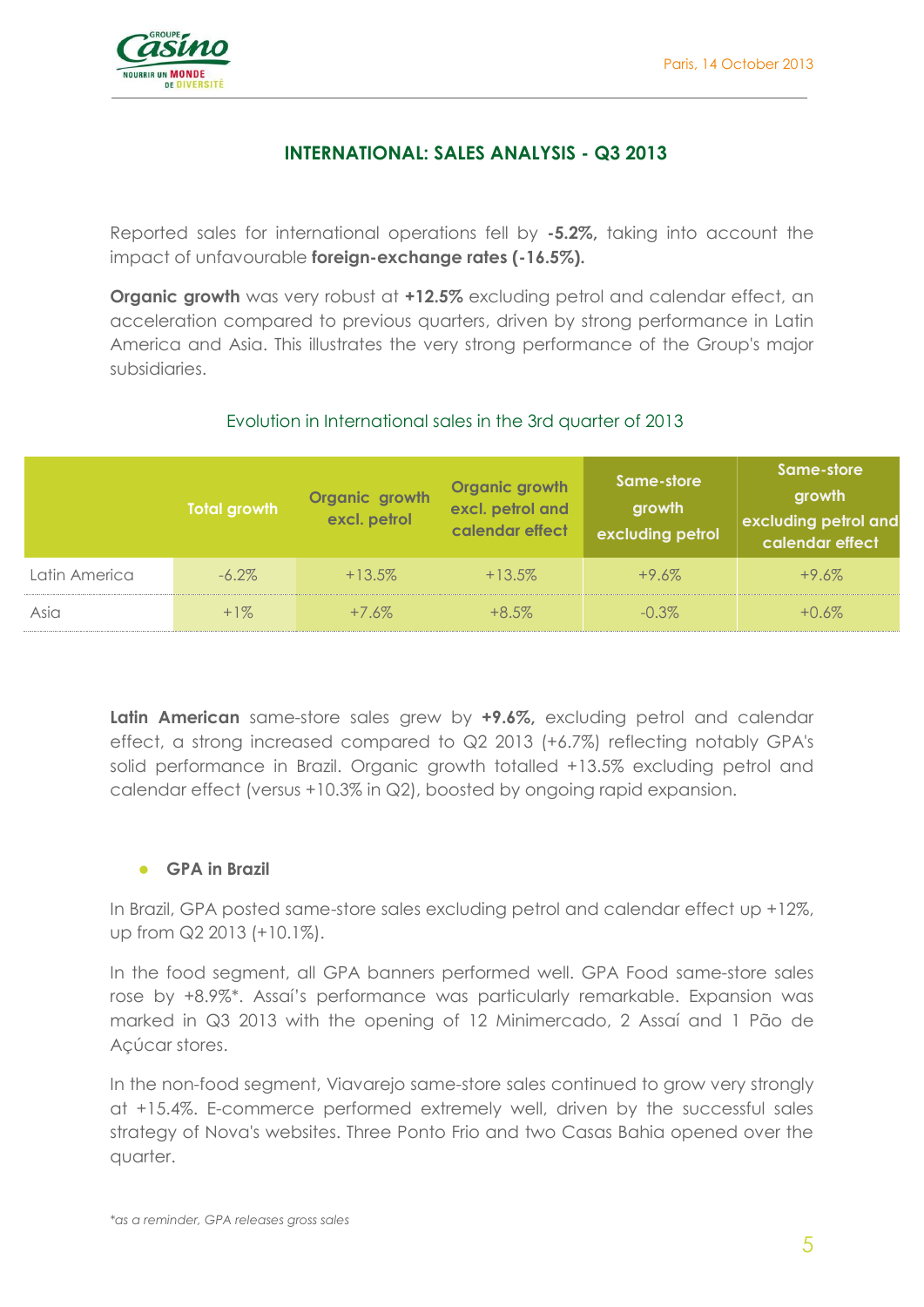## INTERNATIONAL: SALES ANALYSIS - Q3 2013

Reported sales for international operations fell by **-5.2%,** taking into account the impact of unfavourable **foreign-exchange rates (-16.5%).**

**Organic growth** was very robust at **+12.5%** excluding petrol and calendar effect, an acceleration compared to previous quarters, driven by strong performance in Latin America and Asia. This illustrates the very strong performance of the Group's major subsidiaries.

Evolution in International sales in the 3rd quarter of 2013

| | Total growth | Organic growth excl. petrol | Organic growth excl. petrol and calendar effect | Same-store growth excluding petrol | Same-store growth excluding petrol and calendar effect |
|---|---|---|---|---|---|
| Latin America | -6.2% | +13.5% | +13.5% | +9.6% | +9.6% |
| Asia | +1% | +7.6% | +8.5% | -0.3% | +0.6% |

**Latin American** same-store sales grew by **+9.6%,** excluding petrol and calendar effect, a strong increased compared to Q2 2013 (+6.7%) reflecting notably GPA's solid performance in Brazil. Organic growth totalled +13.5% excluding petrol and calendar effect (versus +10.3% in Q2), boosted by ongoing rapid expansion.

- **GPA in Brazil**

In Brazil, GPA posted same-store sales excluding petrol and calendar effect up +12%, up from Q2 2013 (+10.1%).

In the food segment, all GPA banners performed well. GPA Food same-store sales rose by +8.9%*. Assaí's performance was particularly remarkable. Expansion was marked in Q3 2013 with the opening of 12 Minimercado, 2 Assaí and 1 Pão de Açúcar stores.

In the non-food segment, Viavarejo same-store sales continued to grow very strongly at +15.4%. E-commerce performed extremely well, driven by the successful sales strategy of Nova's websites. Three Ponto Frio and two Casas Bahia opened over the quarter.

*\*as a reminder, GPA releases gross sales*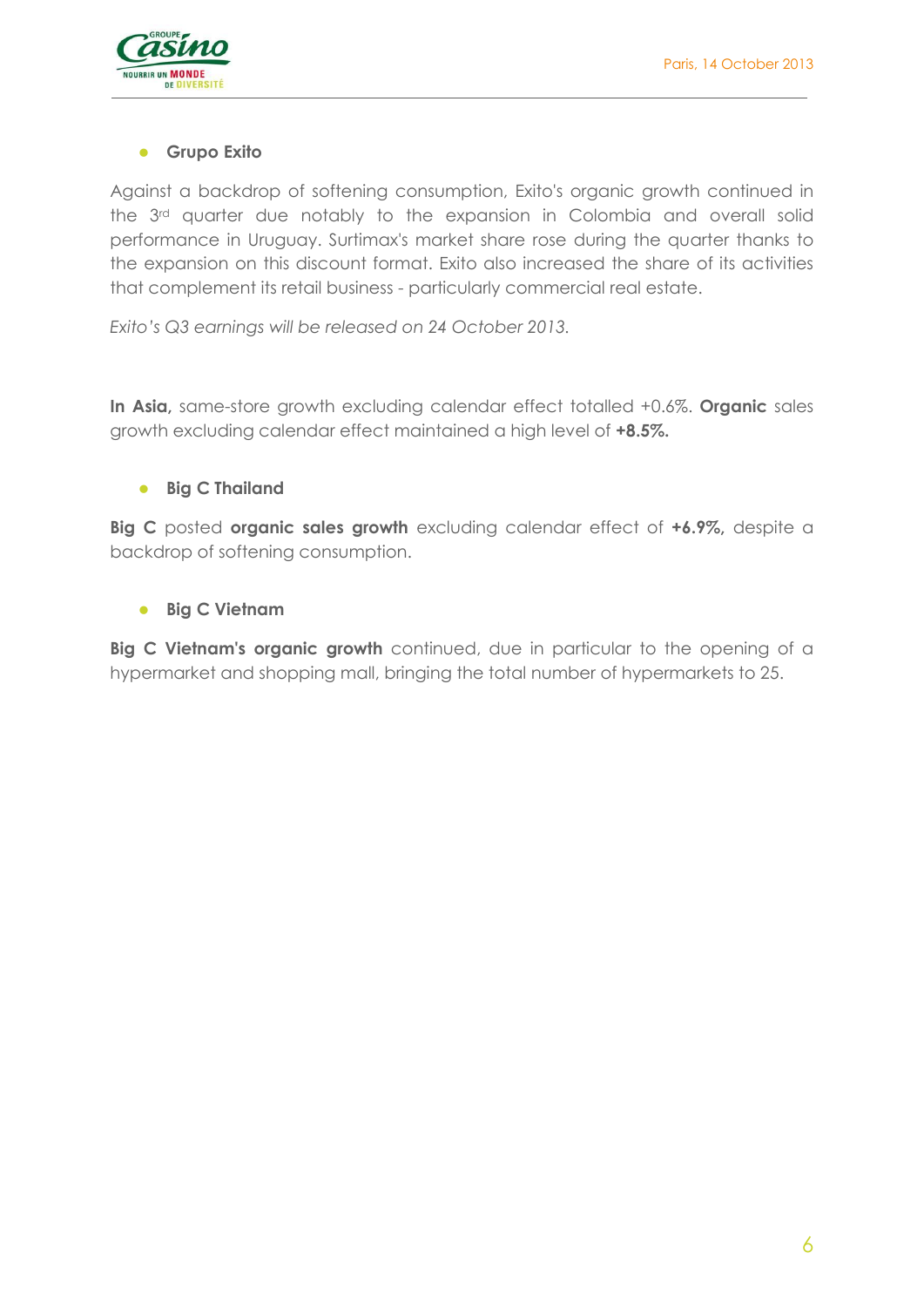- **Grupo Exito**

Against a backdrop of softening consumption, Exito's organic growth continued in the 3rd quarter due notably to the expansion in Colombia and overall solid performance in Uruguay. Surtimax's market share rose during the quarter thanks to the expansion on this discount format. Exito also increased the share of its activities that complement its retail business - particularly commercial real estate.

*Exito's Q3 earnings will be released on 24 October 2013.*

**In Asia,** same-store growth excluding calendar effect totalled +0.6%. **Organic** sales growth excluding calendar effect maintained a high level of **+8.5%.**

- **Big C Thailand**

**Big C** posted **organic sales growth** excluding calendar effect of **+6.9%,** despite a backdrop of softening consumption.

- **Big C Vietnam**

**Big C Vietnam's organic growth** continued, due in particular to the opening of a hypermarket and shopping mall, bringing the total number of hypermarkets to 25.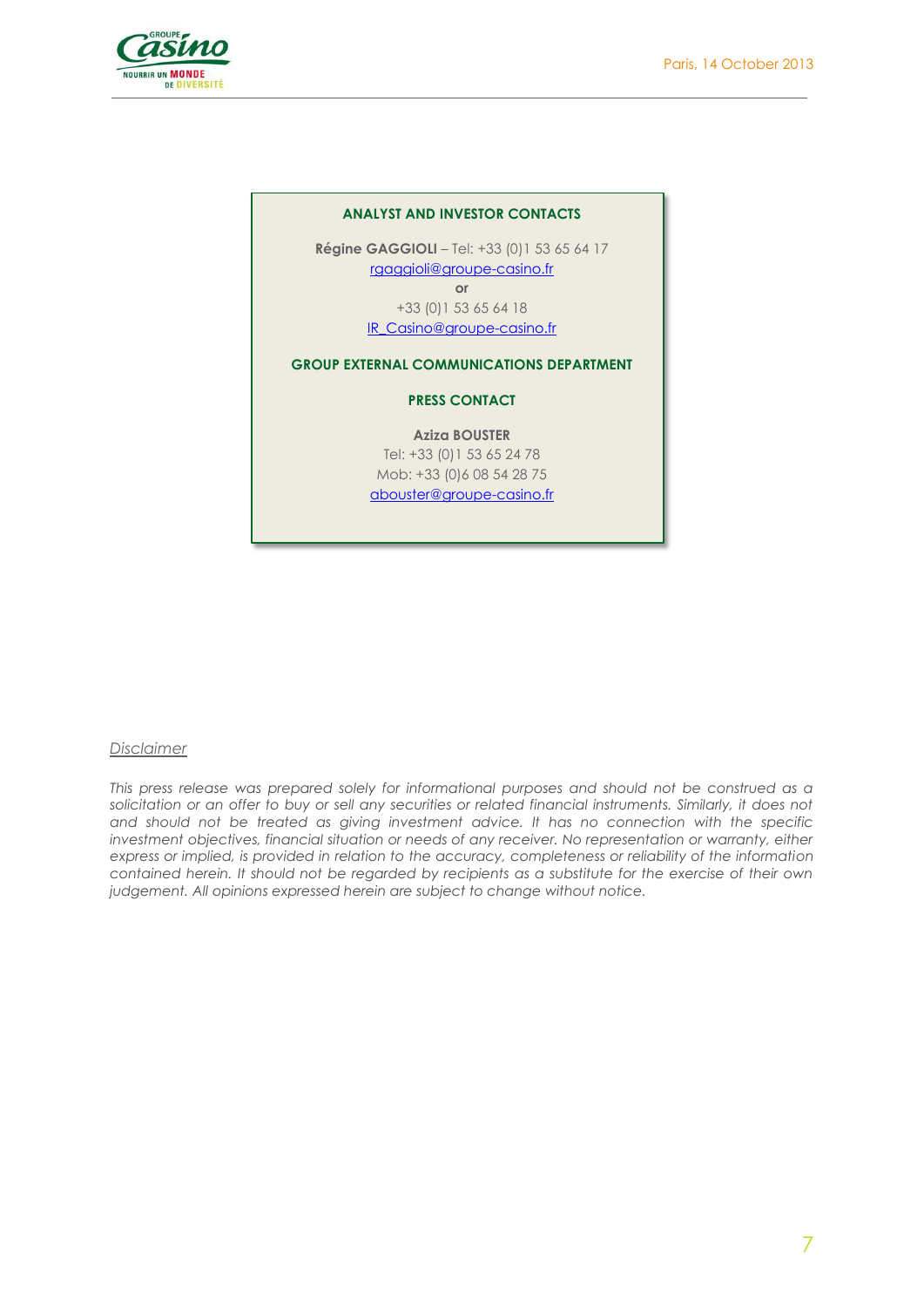**ANALYST AND INVESTOR CONTACTS**

**Régine GAGGIOLI** – Tel: +33 (0)1 53 65 64 17
rgaggioli@groupe-casino.fr
**or**
+33 (0)1 53 65 64 18
IR_Casino@groupe-casino.fr

**GROUP EXTERNAL COMMUNICATIONS DEPARTMENT**

**PRESS CONTACT**

**Aziza BOUSTER**
Tel: +33 (0)1 53 65 24 78
Mob: +33 (0)6 08 54 28 75
abouster@groupe-casino.fr

Disclaimer

*This press release was prepared solely for informational purposes and should not be construed as a solicitation or an offer to buy or sell any securities or related financial instruments. Similarly, it does not and should not be treated as giving investment advice. It has no connection with the specific investment objectives, financial situation or needs of any receiver. No representation or warranty, either express or implied, is provided in relation to the accuracy, completeness or reliability of the information contained herein. It should not be regarded by recipients as a substitute for the exercise of their own judgement. All opinions expressed herein are subject to change without notice.*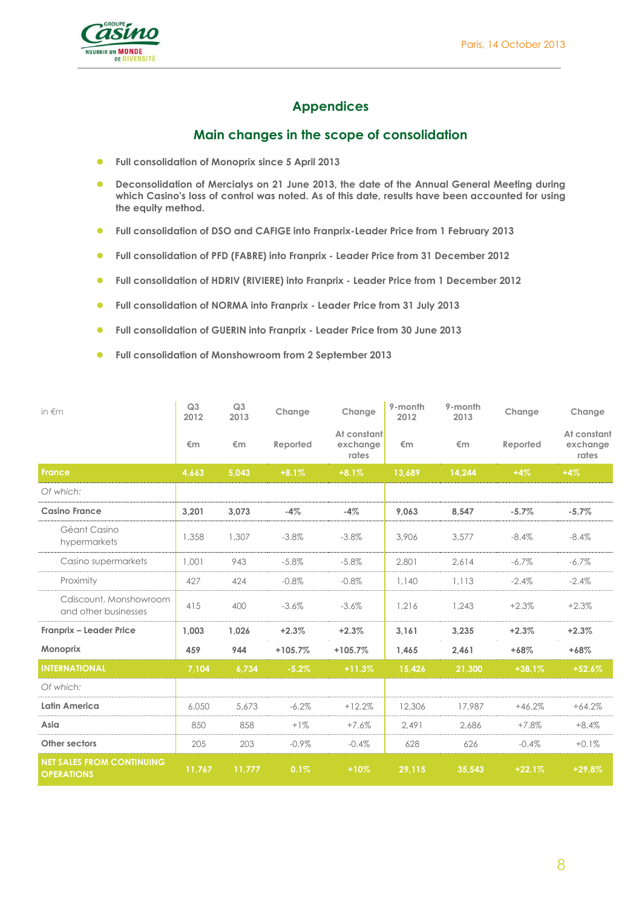## Appendices

## Main changes in the scope of consolidation

- **Full consolidation of Monoprix since 5 April 2013**
- **Deconsolidation of Mercialys on 21 June 2013, the date of the Annual General Meeting during which Casino's loss of control was noted. As of this date, results have been accounted for using the equity method.**
- **Full consolidation of DSO and CAFIGE into Franprix-Leader Price from 1 February 2013**
- **Full consolidation of PFD (FABRE) into Franprix - Leader Price from 31 December 2012**
- **Full consolidation of HDRIV (RIVIERE) into Franprix - Leader Price from 1 December 2012**
- **Full consolidation of NORMA into Franprix - Leader Price from 31 July 2013**
- **Full consolidation of GUERIN into Franprix - Leader Price from 30 June 2013**
- **Full consolidation of Monshowroom from 2 September 2013**

| in €m | Q3 2012 | Q3 2013 | Change | Change | 9-month 2012 | 9-month 2013 | Change | Change |
|---|---|---|---|---|---|---|---|---|
| | €m | €m | Reported | At constant exchange rates | €m | €m | Reported | At constant exchange rates |
| **France** | **4,663** | **5,043** | **+8.1%** | **+8.1%** | **13,689** | **14,244** | **+4%** | **+4%** |
| *Of which:* | | | | | | | | |
| **Casino France** | **3,201** | **3,073** | **-4%** | **-4%** | **9,063** | **8,547** | **-5.7%** | **-5.7%** |
| Géant Casino hypermarkets | 1,358 | 1,307 | -3.8% | -3.8% | 3,906 | 3,577 | -8.4% | -8.4% |
| Casino supermarkets | 1,001 | 943 | -5.8% | -5.8% | 2,801 | 2,614 | -6.7% | -6.7% |
| Proximity | 427 | 424 | -0.8% | -0.8% | 1,140 | 1,113 | -2.4% | -2.4% |
| Cdiscount, Monshowroom and other businesses | 415 | 400 | -3.6% | -3.6% | 1,216 | 1,243 | +2.3% | +2.3% |
| **Franprix – Leader Price** | **1,003** | **1,026** | **+2.3%** | **+2.3%** | **3,161** | **3,235** | **+2.3%** | **+2.3%** |
| **Monoprix** | **459** | **944** | **+105.7%** | **+105.7%** | **1,465** | **2,461** | **+68%** | **+68%** |
| **INTERNATIONAL** | **7,104** | **6,734** | **-5.2%** | **+11.3%** | **15,426** | **21,300** | **+38.1%** | **+52.6%** |
| *Of which:* | | | | | | | | |
| **Latin America** | 6,050 | 5,673 | -6.2% | +12.2% | 12,306 | 17,987 | +46.2% | +64.2% |
| **Asia** | 850 | 858 | +1% | +7.6% | 2,491 | 2,686 | +7.8% | +8.4% |
| **Other sectors** | 205 | 203 | -0.9% | -0.4% | 628 | 626 | -0.4% | +0.1% |
| **NET SALES FROM CONTINUING OPERATIONS** | **11,767** | **11,777** | **0.1%** | **+10%** | **29,115** | **35,543** | **+22.1%** | **+29.8%** |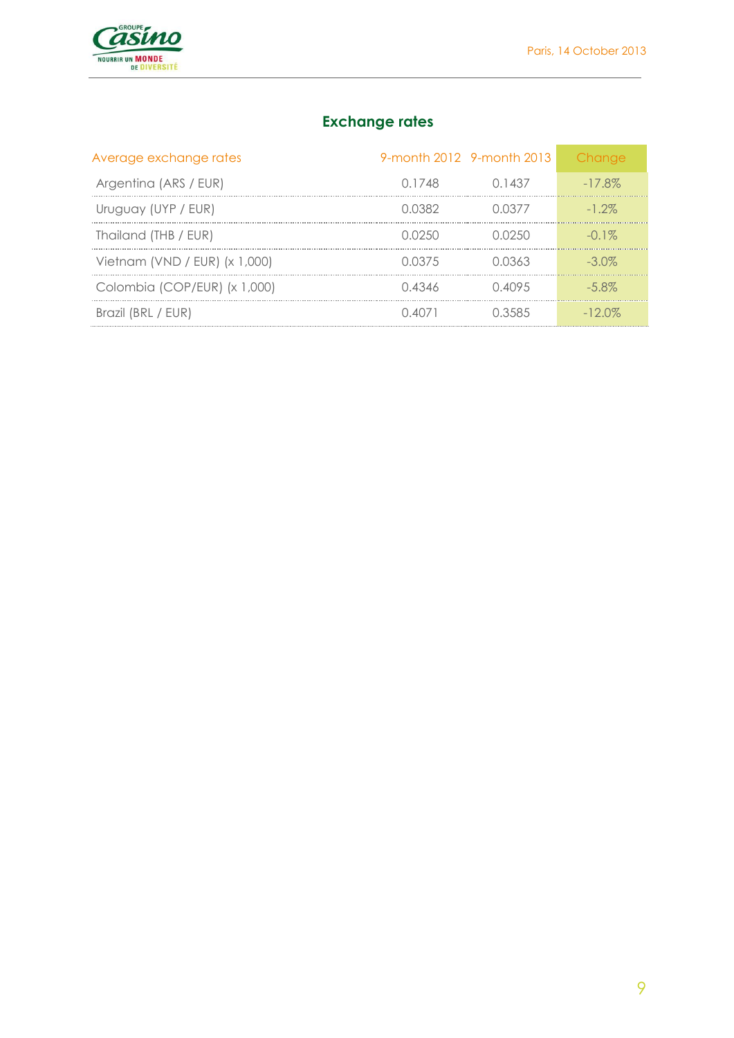## Exchange rates

| Average exchange rates | 9-month 2012 | 9-month 2013 | Change |
|---|---|---|---|
| Argentina (ARS / EUR) | 0.1748 | 0.1437 | -17.8% |
| Uruguay (UYP / EUR) | 0.0382 | 0.0377 | -1.2% |
| Thailand (THB / EUR) | 0.0250 | 0.0250 | -0.1% |
| Vietnam (VND / EUR) (x 1,000) | 0.0375 | 0.0363 | -3.0% |
| Colombia (COP/EUR) (x 1,000) | 0.4346 | 0.4095 | -5.8% |
| Brazil (BRL / EUR) | 0.4071 | 0.3585 | -12.0% |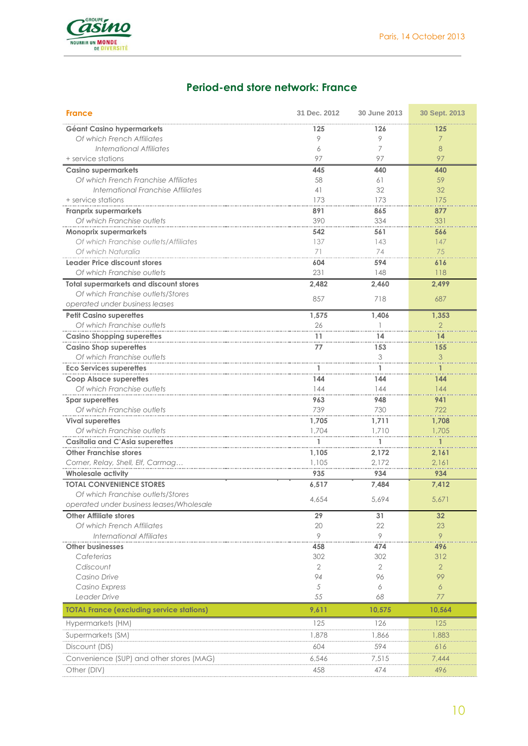## Period-end store network: France

| France | 31 Dec. 2012 | 30 June 2013 | 30 Sept. 2013 |
|---|---|---|---|
| **Géant Casino hypermarkets** | **125** | **126** | **125** |
| *Of which French Affiliates* | 9 | 9 | 7 |
| *International Affiliates* | 6 | 7 | 8 |
| + service stations | 97 | 97 | 97 |
| **Casino supermarkets** | **445** | **440** | **440** |
| *Of which French Franchise Affiliates* | 58 | 61 | 59 |
| *International Franchise Affiliates* | 41 | 32 | 32 |
| + service stations | 173 | 173 | 175 |
| **Franprix supermarkets** | **891** | **865** | **877** |
| *Of which Franchise outlets* | 390 | 334 | 331 |
| **Monoprix supermarkets** | **542** | **561** | **566** |
| *Of which Franchise outlets/Affiliates* | 137 | 143 | 147 |
| *Of which Naturalia* | 71 | 74 | 75 |
| **Leader Price discount stores** | **604** | **594** | **616** |
| *Of which Franchise outlets* | 231 | 148 | 118 |
| **Total supermarkets and discount stores** | **2,482** | **2,460** | **2,499** |
| *Of which Franchise outlets/Stores operated under business leases* | 857 | 718 | 687 |
| **Petit Casino superettes** | **1,575** | **1,406** | **1,353** |
| *Of which Franchise outlets* | 26 | 1 | 2 |
| **Casino Shopping superettes** | **11** | **14** | **14** |
| **Casino Shop superettes** | **77** | **153** | **155** |
| *Of which Franchise outlets* | | 3 | 3 |
| **Eco Services superettes** | **1** | **1** | **1** |
| **Coop Alsace superettes** | **144** | **144** | **144** |
| *Of which Franchise outlets* | 144 | 144 | 144 |
| **Spar superettes** | **963** | **948** | **941** |
| *Of which Franchise outlets* | 739 | 730 | 722 |
| **Vival superettes** | **1,705** | **1,711** | **1,708** |
| *Of which Franchise outlets* | 1,704 | 1,710 | 1,705 |
| **Casitalia and C'Asia superettes** | **1** | **1** | **1** |
| **Other Franchise stores** | **1,105** | **2,172** | **2,161** |
| *Corner, Relay, Shell, Elf, Carmag…* | 1,105 | 2,172 | 2,161 |
| **Wholesale activity** | **935** | **934** | **934** |
| **TOTAL CONVENIENCE STORES** | **6,517** | **7,484** | **7,412** |
| *Of which Franchise outlets/Stores operated under business leases/Wholesale* | 4,654 | 5,694 | 5,671 |
| **Other Affiliate stores** | **29** | **31** | **32** |
| *Of which French Affiliates* | 20 | 22 | 23 |
| *International Affiliates* | 9 | 9 | 9 |
| **Other businesses** | **458** | **474** | **496** |
| *Cafeterias* | 302 | 302 | 312 |
| *Cdiscount* | 2 | 2 | 2 |
| *Casino Drive* | 94 | 96 | 99 |
| *Casino Express* | 5 | 6 | 6 |
| *Leader Drive* | 55 | 68 | 77 |
| **TOTAL France (excluding service stations)** | **9,611** | **10,575** | **10,564** |
| Hypermarkets (HM) | 125 | 126 | 125 |
| Supermarkets (SM) | 1,878 | 1,866 | 1,883 |
| Discount (DIS) | 604 | 594 | 616 |
| Convenience (SUP) and other stores (MAG) | 6,546 | 7,515 | 7,444 |
| Other (DIV) | 458 | 474 | 496 |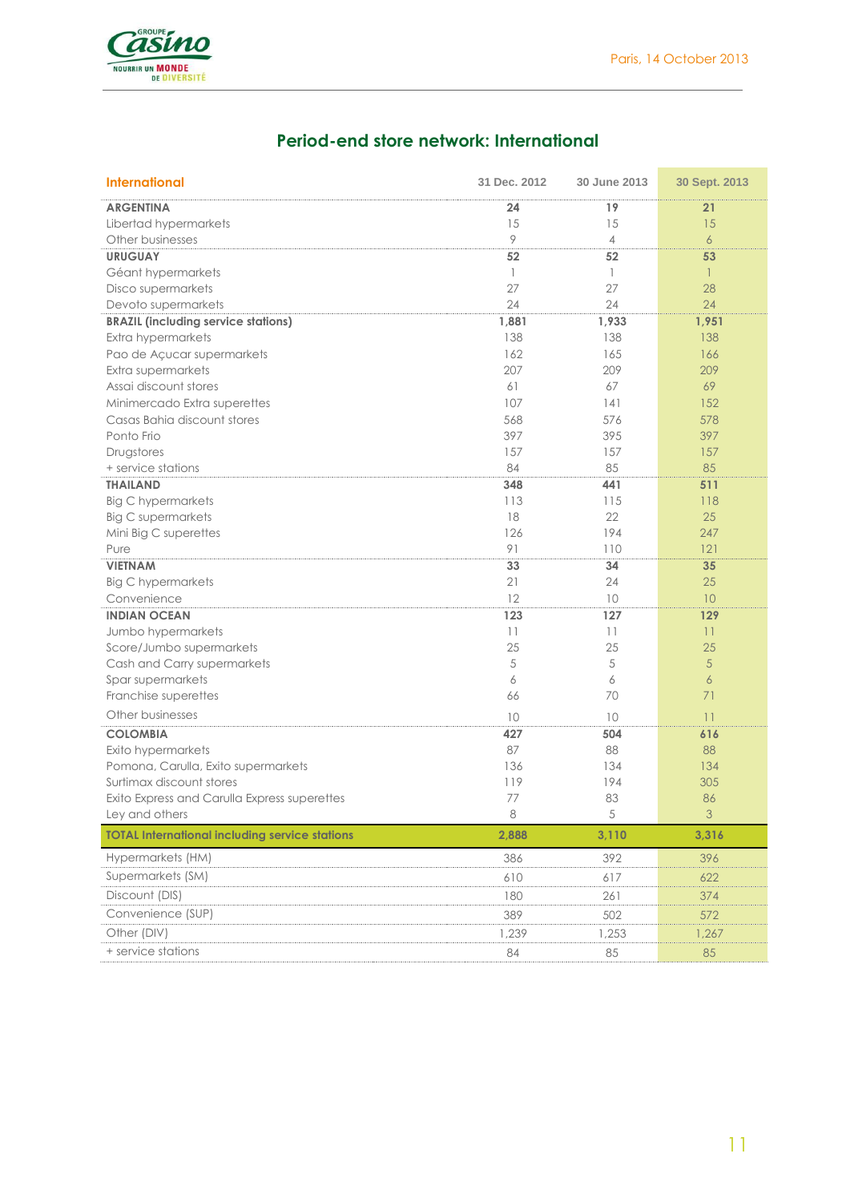## Period-end store network: International

| International | 31 Dec. 2012 | 30 June 2013 | 30 Sept. 2013 |
|---|---|---|---|
| **ARGENTINA** | **24** | **19** | **21** |
| Libertad hypermarkets | 15 | 15 | 15 |
| Other businesses | 9 | 4 | 6 |
| **URUGUAY** | **52** | **52** | **53** |
| Géant hypermarkets | 1 | 1 | 1 |
| Disco supermarkets | 27 | 27 | 28 |
| Devoto supermarkets | 24 | 24 | 24 |
| **BRAZIL (including service stations)** | **1,881** | **1,933** | **1,951** |
| Extra hypermarkets | 138 | 138 | 138 |
| Pao de Açucar supermarkets | 162 | 165 | 166 |
| Extra supermarkets | 207 | 209 | 209 |
| Assai discount stores | 61 | 67 | 69 |
| Minimercado Extra superettes | 107 | 141 | 152 |
| Casas Bahia discount stores | 568 | 576 | 578 |
| Ponto Frio | 397 | 395 | 397 |
| Drugstores | 157 | 157 | 157 |
| + service stations | 84 | 85 | 85 |
| **THAILAND** | **348** | **441** | **511** |
| Big C hypermarkets | 113 | 115 | 118 |
| Big C supermarkets | 18 | 22 | 25 |
| Mini Big C superettes | 126 | 194 | 247 |
| Pure | 91 | 110 | 121 |
| **VIETNAM** | **33** | **34** | **35** |
| Big C hypermarkets | 21 | 24 | 25 |
| Convenience | 12 | 10 | 10 |
| **INDIAN OCEAN** | **123** | **127** | **129** |
| Jumbo hypermarkets | 11 | 11 | 11 |
| Score/Jumbo supermarkets | 25 | 25 | 25 |
| Cash and Carry supermarkets | 5 | 5 | 5 |
| Spar supermarkets | 6 | 6 | 6 |
| Franchise superettes | 66 | 70 | 71 |
| Other businesses | 10 | 10 | 11 |
| **COLOMBIA** | **427** | **504** | **616** |
| Exito hypermarkets | 87 | 88 | 88 |
| Pomona, Carulla, Exito supermarkets | 136 | 134 | 134 |
| Surtimax discount stores | 119 | 194 | 305 |
| Exito Express and Carulla Express superettes | 77 | 83 | 86 |
| Ley and others | 8 | 5 | 3 |
| **TOTAL International including service stations** | **2,888** | **3,110** | **3,316** |
| Hypermarkets (HM) | 386 | 392 | 396 |
| Supermarkets (SM) | 610 | 617 | 622 |
| Discount (DIS) | 180 | 261 | 374 |
| Convenience (SUP) | 389 | 502 | 572 |
| Other (DIV) | 1,239 | 1,253 | 1,267 |
| + service stations | 84 | 85 | 85 |